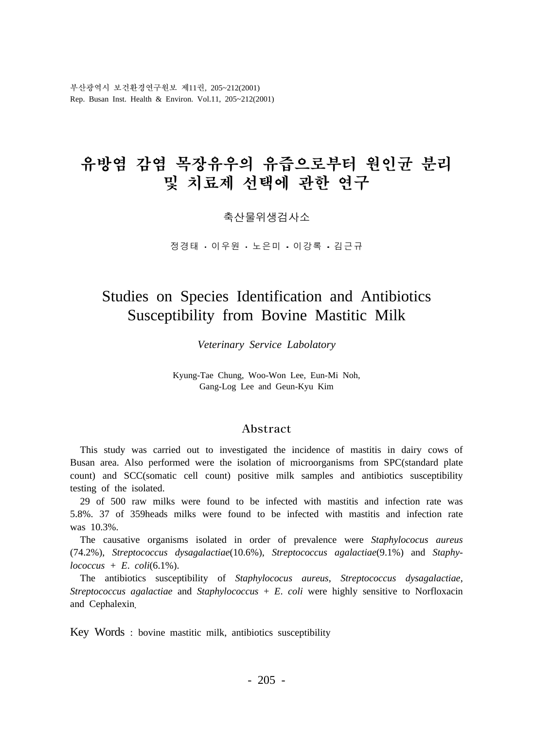# 유방염 감염 목장유우의 유즙으로부터 원인균 분리 및 치료제 선택에 관한 연구

축산물위생검사소

정경태 · 이우원 · 노은미 · 이강록 · 김근규

# Studies on Species Identification and Antibiotics Susceptibility from Bovine Mastitic Milk

*Veterinary Service Labolatory*

Kyung-Tae Chung, Woo-Won Lee, Eun-Mi Noh, Gang-Log Lee and Geun-Kyu Kim

## Abstract

This study was carried out to investigated the incidence of mastitis in dairy cows of Busan area. Also performed were the isolation of microorganisms from SPC(standard plate count) and SCC(somatic cell count) positive milk samples and antibiotics susceptibility testing of the isolated.

29 of 500 raw milks were found to be infected with mastitis and infection rate was 5.8%. 37 of 359heads milks were found to be infected with mastitis and infection rate was 10.3%.

The causative organisms isolated in order of prevalence were *Staphylococus aureus* (74.2%), *Streptococcus dysagalactiae*(10.6%), *Streptococcus agalactiae*(9.1%) and *Staphylococcus + E. coli*(6.1%).

The antibiotics susceptibility of *Staphylococus aureus*, *Streptococcus dysagalactiae*, *Streptococcus agalactiae* and *Staphylococcus + E. coli* were highly sensitive to Norfloxacin and Cephalexin.

Key Words : bovine mastitic milk, antibiotics susceptibility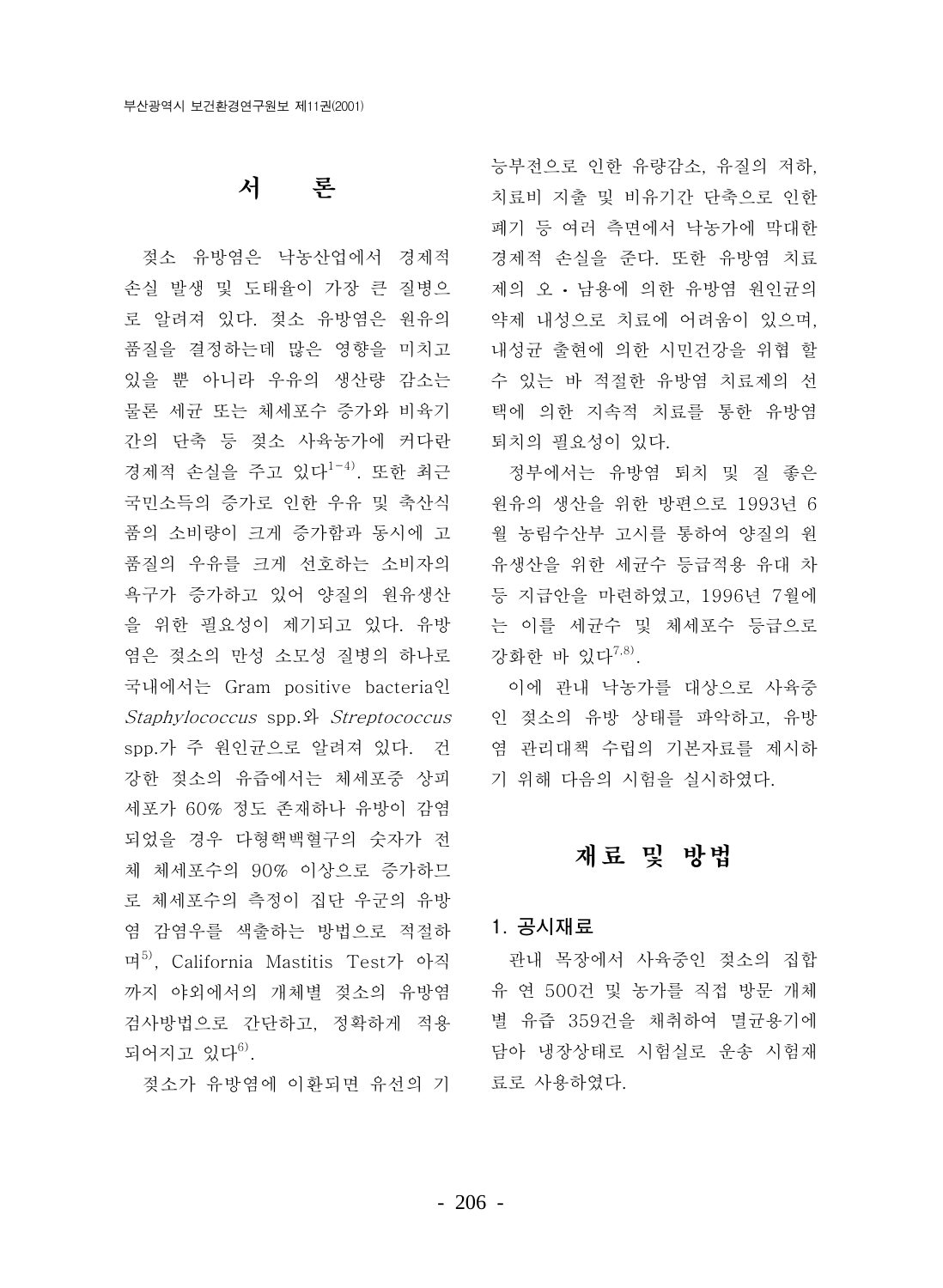# 서 론

젖소 유방염은 낙농산업에서 경제적 손실 발생 및 도태율이 가장 큰 질병으로 알려져 있다. 젖소 유방염은 원유의 품질을 결정하는데 많은 영향을 미치고 있을 뿐 아니라 우유의 생산량 감소는 물론 세균 또는 체세포수 증가와 비육기간의 단축 등 젖소 사육농가에 커다란 경제적 손실을 주고 있다[1-4]. 또한 최근 국민소득의 증가로 인한 우유 및 축산식품의 소비량이 크게 증가함과 동시에 고품질의 우유를 크게 선호하는 소비자의 욕구가 증가하고 있어 양질의 원유생산을 위한 필요성이 제기되고 있다. 유방염은 젖소의 만성 소모성 질병의 하나로 국내에서는 Gram positive bacteria인 *Staphylococcus* spp.와 *Streptococcus* spp.가 주 원인균으로 알려져 있다. 건강한 젖소의 유즙에서는 체세포중 상피세포가 60% 정도 존재하나 유방이 감염되었을 경우 다형핵백혈구의 숫자가 전체 체세포수의 90% 이상으로 증가하므로 체세포수의 측정이 집단 우군의 유방염 감염우를 색출하는 방법으로 적절하며[5], California Mastitis Test가 아직까지 야외에서의 개체별 젖소의 유방염 검사방법으로 간단하고, 정확하게 적용되어지고 있다[6].

젖소가 유방염에 이환되면 유선의 기능부전으로 인한 유량감소, 유질의 저하, 치료비 지출 및 비유기간 단축으로 인한 폐기 등 여러 측면에서 낙농가에 막대한 경제적 손실을 준다. 또한 유방염 치료제의 오・남용에 의한 유방염 원인균의 약제 내성으로 치료에 어려움이 있으며, 내성균 출현에 의한 시민건강을 위협 할 수 있는 바 적절한 유방염 치료제의 선택에 의한 지속적 치료를 통한 유방염 퇴치의 필요성이 있다.

정부에서는 유방염 퇴치 및 질 좋은 원유의 생산을 위한 방편으로 1993년 6월 농림수산부 고시를 통하여 양질의 원유생산을 위한 세균수 등급적용 유대 차등 지급안을 마련하였고, 1996년 7월에는 이를 세균수 및 체세포수 등급으로 강화한 바 있다[7,8].

이에 관내 낙농가를 대상으로 사육중인 젖소의 유방 상태를 파악하고, 유방염 관리대책 수립의 기본자료를 제시하기 위해 다음의 시험을 실시하였다.

# 재료 및 방법

## 1. 공시재료

관내 목장에서 사육중인 젖소의 집합유 연 500건 및 농가를 직접 방문 개체별 유즙 359건을 채취하여 멸균용기에 담아 냉장상태로 시험실로 운송 시험재료로 사용하였다.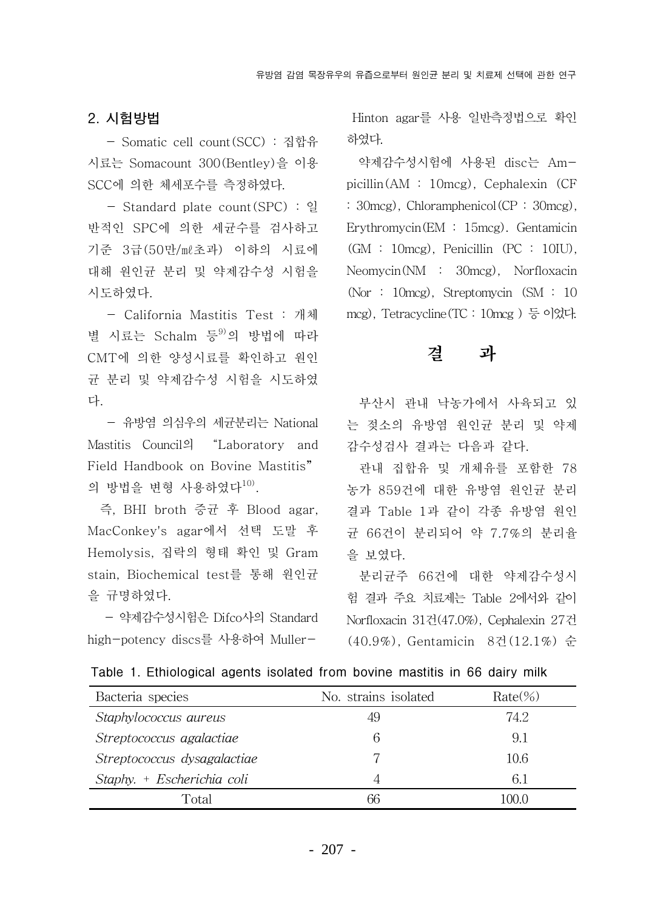## 2. 시험방법

－ Somatic cell count(SCC) : 집합유 시료는 Somacount 300(Bentley)을 이용 SCC에 의한 체세포수를 측정하였다.

－ Standard plate count(SPC) : 일반적인 SPC에 의한 세균수를 검사하고 기준 3급(50만/㎖초과) 이하의 시료에 대해 원인균 분리 및 약제감수성 시험을 시도하였다.

－ California Mastitis Test : 개체별 시료는 Schalm 등[9]의 방법에 따라 CMT에 의한 양성시료를 확인하고 원인균 분리 및 약제감수성 시험을 시도하였다.

－ 유방염 의심우의 세균분리는 National Mastitis Council의 "Laboratory and Field Handbook on Bovine Mastitis"의 방법을 변형 사용하였다[10].

즉, BHI broth 증균 후 Blood agar, MacConkey's agar에서 선택 도말 후 Hemolysis, 집락의 형태 확인 및 Gram stain, Biochemical test를 통해 원인균을 규명하였다.

－ 약제감수성시험은 Difco사의 Standard high－potency discs를 사용하여 Muller－Hinton agar를 사용 일반측정법으로 확인하였다.

약제감수성시험에 사용된 disc는 Ampicillin(AM : 10mcg), Cephalexin (CF : 30mcg), Chloramphenicol(CP : 30mcg), Erythromycin(EM : 15mcg). Gentamicin (GM : 10mcg), Penicillin (PC : 10IU), Neomycin(NM : 30mcg), Norfloxacin (Nor : 10mcg), Streptomycin (SM : 10 mcg), Tetracycline(TC : 10mcg ) 등 이었다.

# 결 과

부산시 관내 낙농가에서 사육되고 있는 젖소의 유방염 원인균 분리 및 약제감수성검사 결과는 다음과 같다.

관내 집합유 및 개체유를 포함한 78 농가 859건에 대한 유방염 원인균 분리 결과 Table 1과 같이 각종 유방염 원인균 66건이 분리되어 약 7.7%의 분리율을 보였다.

분리균주 66건에 대한 약제감수성시험 결과 주요 치료제는 Table 2에서와 같이 Norfloxacin 31건(47.0%), Cephalexin 27건(40.9%), Gentamicin 8건(12.1%) 순

Table 1. Ethiological agents isolated from bovine mastitis in 66 dairy milk

| Bacteria species | No. strains isolated | Rate(%) |
|---|---|---|
| *Staphylococcus aureus* | 49 | 74.2 |
| *Streptococcus agalactiae* | 6 | 9.1 |
| *Streptococcus dysagalactiae* | 7 | 10.6 |
| *Staphy. + Escherichia coli* | 4 | 6.1 |
| Total | 66 | 100.0 |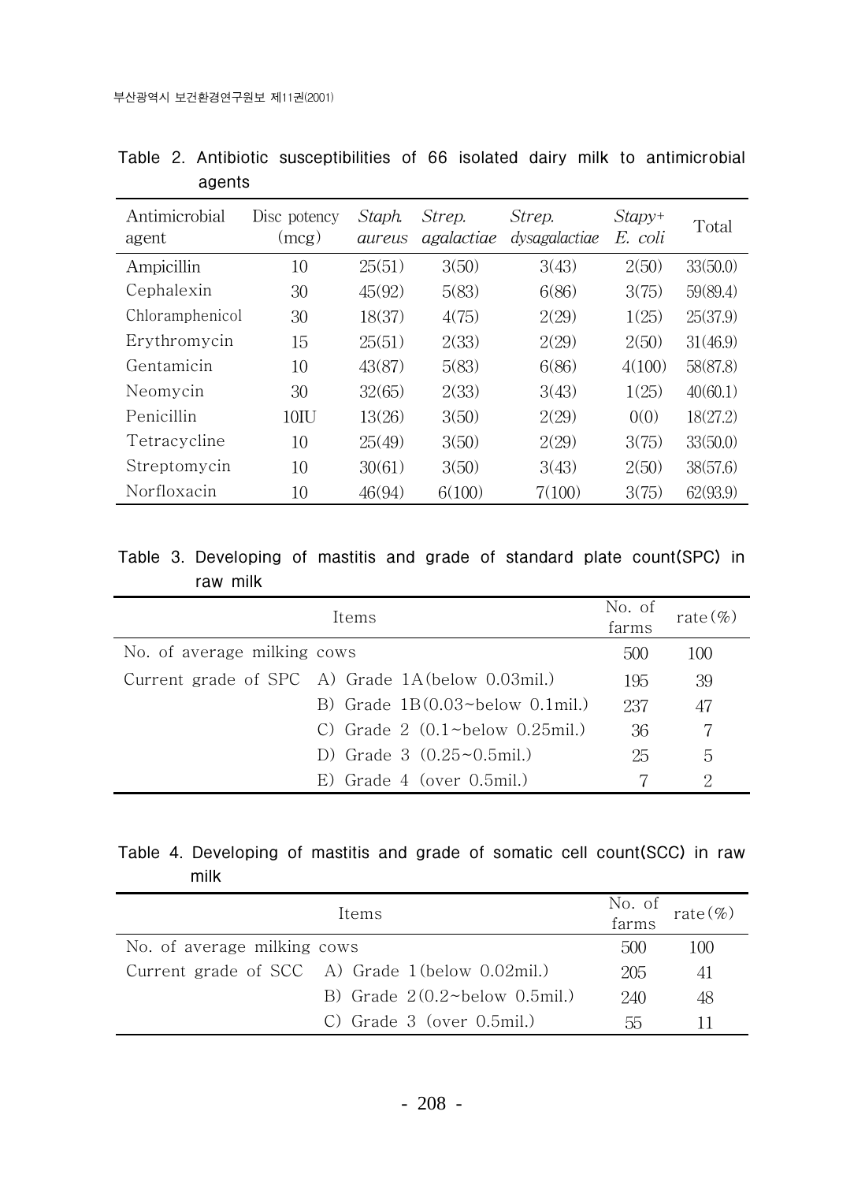Table 2. Antibiotic susceptibilities of 66 isolated dairy milk to antimicrobial agents

| Antimicrobial agent | Disc potency (mcg) | *Staph. aureus* | *Strep. agalactiae* | *Strep. dysagalactiae* | *Stapy+ E. coli* | Total |
|---|---|---|---|---|---|---|
| Ampicillin | 10 | 25(51) | 3(50) | 3(43) | 2(50) | 33(50.0) |
| Cephalexin | 30 | 45(92) | 5(83) | 6(86) | 3(75) | 59(89.4) |
| Chloramphenicol | 30 | 18(37) | 4(75) | 2(29) | 1(25) | 25(37.9) |
| Erythromycin | 15 | 25(51) | 2(33) | 2(29) | 2(50) | 31(46.9) |
| Gentamicin | 10 | 43(87) | 5(83) | 6(86) | 4(100) | 58(87.8) |
| Neomycin | 30 | 32(65) | 2(33) | 3(43) | 1(25) | 40(60.1) |
| Penicillin | 10IU | 13(26) | 3(50) | 2(29) | 0(0) | 18(27.2) |
| Tetracycline | 10 | 25(49) | 3(50) | 2(29) | 3(75) | 33(50.0) |
| Streptomycin | 10 | 30(61) | 3(50) | 3(43) | 2(50) | 38(57.6) |
| Norfloxacin | 10 | 46(94) | 6(100) | 7(100) | 3(75) | 62(93.9) |

Table 3. Developing of mastitis and grade of standard plate count(SPC) in raw milk

| Items | | No. of farms | rate(%) |
|---|---|---|---|
| No. of average milking cows | | 500 | 100 |
| Current grade of SPC | A) Grade 1A(below 0.03mil.) | 195 | 39 |
| | B) Grade 1B(0.03~below 0.1mil.) | 237 | 47 |
| | C) Grade 2 (0.1~below 0.25mil.) | 36 | 7 |
| | D) Grade 3 (0.25~0.5mil.) | 25 | 5 |
| | E) Grade 4 (over 0.5mil.) | 7 | 2 |

Table 4. Developing of mastitis and grade of somatic cell count(SCC) in raw milk

| Items | | No. of farms | rate(%) |
|---|---|---|---|
| No. of average milking cows | | 500 | 100 |
| Current grade of SCC | A) Grade 1(below 0.02mil.) | 205 | 41 |
| | B) Grade 2(0.2~below 0.5mil.) | 240 | 48 |
| | C) Grade 3 (over 0.5mil.) | 55 | 11 |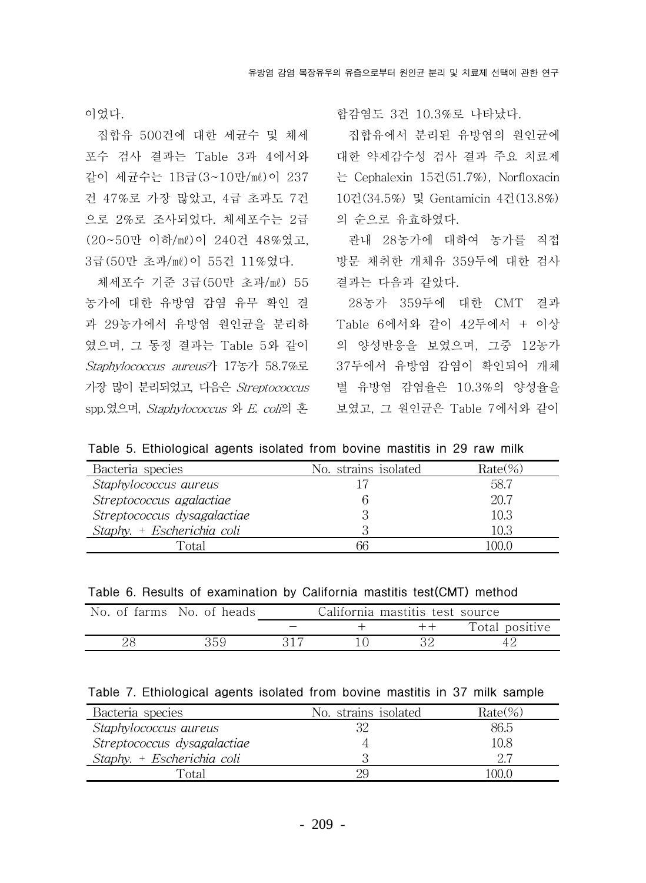이었다.

집합유 500건에 대한 세균수 및 체세포수 검사 결과는 Table 3과 4에서와 같이 세균수는 1B급(3~10만/㎖)이 237건 47%로 가장 많았고, 4급 초과도 7건으로 2%로 조사되었다. 체세포수는 2급(20~50만 이하/㎖)이 240건 48%였고, 3급(50만 초과/㎖)이 55건 11%였다.

체세포수 기준 3급(50만 초과/㎖) 55농가에 대한 유방염 감염 유무 확인 결과 29농가에서 유방염 원인균을 분리하였으며, 그 동정 결과는 Table 5와 같이 *Staphylococcus aureus*가 17농가 58.7%로 가장 많이 분리되었고, 다음은 *Streptococcus* spp.였으며, *Staphylococcus* 와 *E. coli*의 혼합감염도 3건 10.3%로 나타났다.

집합유에서 분리된 유방염의 원인균에 대한 약제감수성 검사 결과 주요 치료제는 Cephalexin 15건(51.7%), Norfloxacin 10건(34.5%) 및 Gentamicin 4건(13.8%)의 순으로 유효하였다.

관내 28농가에 대하여 농가를 직접 방문 채취한 개체유 359두에 대한 검사 결과는 다음과 같았다.

28농가 359두에 대한 CMT 결과 Table 6에서와 같이 42두에서 + 이상의 양성반응을 보였으며, 그중 12농가 37두에서 유방염 감염이 확인되어 개체별 유방염 감염율은 10.3%의 양성율을 보였고, 그 원인균은 Table 7에서와 같이

Table 5. Ethiological agents isolated from bovine mastitis in 29 raw milk

| Bacteria species | No. strains isolated | Rate(%) |
|---|---|---|
| *Staphylococcus aureus* | 17 | 58.7 |
| *Streptococcus agalactiae* | 6 | 20.7 |
| *Streptococcus dysagalactiae* | 3 | 10.3 |
| *Staphy.* + *Escherichia coli* | 3 | 10.3 |
| Total | 66 | 100.0 |

Table 6. Results of examination by California mastitis test(CMT) method

| No. of farms | No. of heads | California mastitis test source | | | |
|---|---|---|---|---|---|
| | | − | + | ++ | Total positive |
| 28 | 359 | 317 | 10 | 32 | 42 |

Table 7. Ethiological agents isolated from bovine mastitis in 37 milk sample

| Bacteria species | No. strains isolated | Rate(%) |
|---|---|---|
| *Staphylococcus aureus* | 32 | 86.5 |
| *Streptococcus dysagalactiae* | 4 | 10.8 |
| *Staphy.* + *Escherichia coli* | 3 | 2.7 |
| Total | 29 | 100.0 |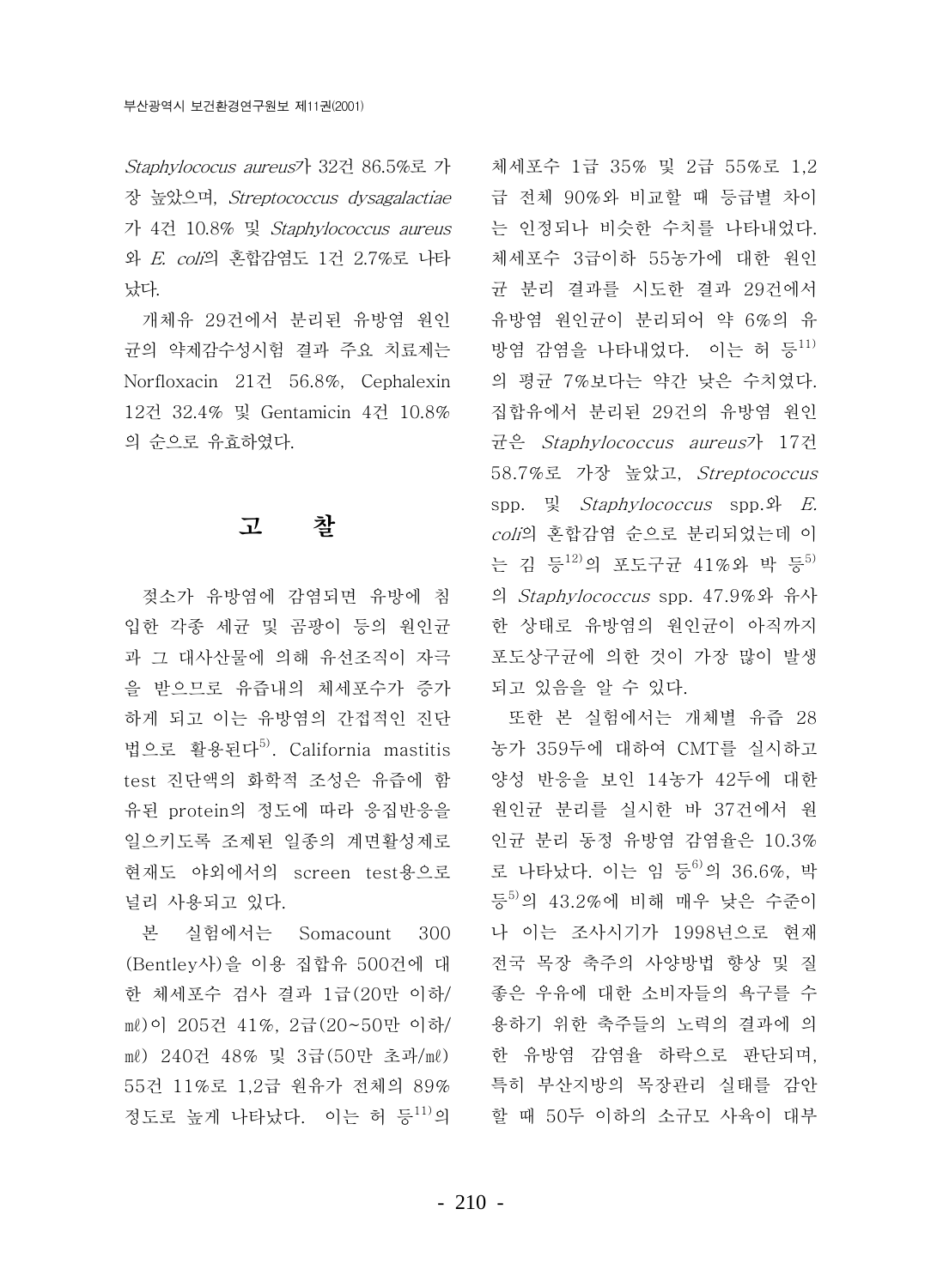*Staphylococus aureus*가 32건 86.5%로 가장 높았으며, *Streptococcus dysagalactiae*가 4건 10.8% 및 *Staphylococcus aureus*와 *E. coli*의 혼합감염도 1건 2.7%로 나타났다.

개체유 29건에서 분리된 유방염 원인균의 약제감수성시험 결과 주요 치료제는 Norfloxacin 21건 56.8%, Cephalexin 12건 32.4% 및 Gentamicin 4건 10.8%의 순으로 유효하였다.

## 고 찰

젖소가 유방염에 감염되면 유방에 침입한 각종 세균 및 곰팡이 등의 원인균과 그 대사산물에 의해 유선조직이 자극을 받으므로 유즙내의 체세포수가 증가하게 되고 이는 유방염의 간접적인 진단법으로 활용된다[5]. California mastitis test 진단액의 화학적 조성은 유즙에 함유된 protein의 정도에 따라 응집반응을 일으키도록 조제된 일종의 계면활성제로 현재도 야외에서의 screen test용으로 널리 사용되고 있다.

본 실험에서는 Somacount 300 (Bentley사)을 이용 집합유 500건에 대한 체세포수 검사 결과 1급(20만 이하/㎖)이 205건 41%, 2급(20~50만 이하/㎖) 240건 48% 및 3급(50만 초과/㎖) 55건 11%로 1,2급 원유가 전체의 89% 정도로 높게 나타났다. 이는 허 등[11]의 체세포수 1급 35% 및 2급 55%로 1,2급 전체 90%와 비교할 때 등급별 차이는 인정되나 비슷한 수치를 나타내었다. 체세포수 3급이하 55농가에 대한 원인균 분리 결과를 시도한 결과 29건에서 유방염 원인균이 분리되어 약 6%의 유방염 감염을 나타내었다. 이는 허 등[11]의 평균 7%보다는 약간 낮은 수치였다. 집합유에서 분리된 29건의 유방염 원인균은 *Staphylococcus aureus*가 17건 58.7%로 가장 높았고, *Streptococcus* spp. 및 *Staphylococcus* spp.와 *E. coli*의 혼합감염 순으로 분리되었는데 이는 김 등[12]의 포도구균 41%와 박 등[5]의 *Staphylococcus* spp. 47.9%와 유사한 상태로 유방염의 원인균이 아직까지 포도상구균에 의한 것이 가장 많이 발생되고 있음을 알 수 있다.

또한 본 실험에서는 개체별 유즙 28농가 359두에 대하여 CMT를 실시하고 양성 반응을 보인 14농가 42두에 대한 원인균 분리를 실시한 바 37건에서 원인균 분리 동정 유방염 감염율은 10.3%로 나타났다. 이는 임 등[6]의 36.6%, 박 등[5]의 43.2%에 비해 매우 낮은 수준이나 이는 조사시기가 1998년으로 현재 전국 목장 축주의 사양방법 향상 및 질 좋은 우유에 대한 소비자들의 욕구를 수용하기 위한 축주들의 노력의 결과에 의한 유방염 감염율 하락으로 판단되며, 특히 부산지방의 목장관리 실태를 감안할 때 50두 이하의 소규모 사육이 대부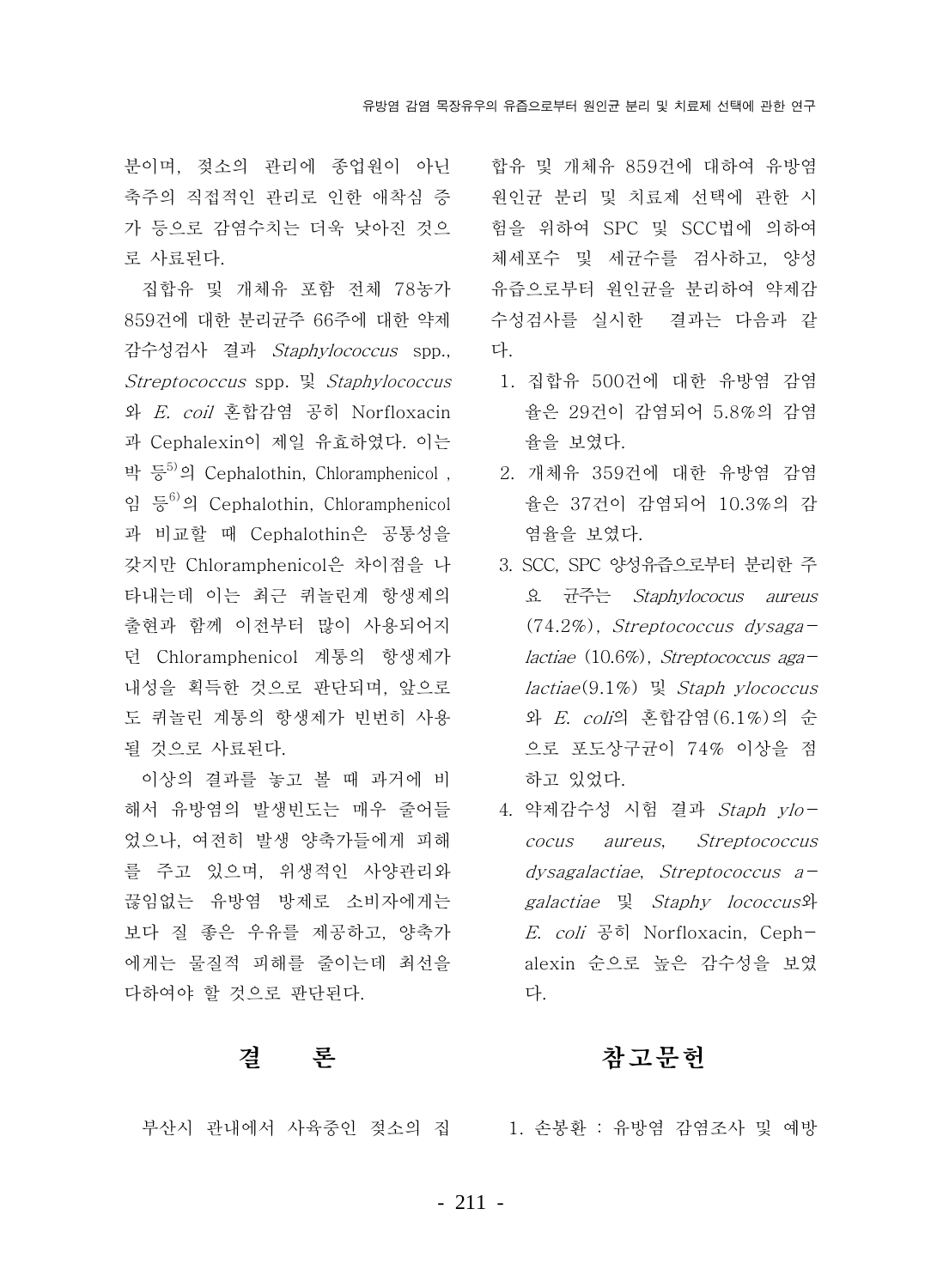분이며, 젖소의 관리에 종업원이 아닌 축주의 직접적인 관리로 인한 애착심 증가 등으로 감염수치는 더욱 낮아진 것으로 사료된다.

집합유 및 개체유 포함 전체 78농가 859건에 대한 분리균주 66주에 대한 약제 감수성검사 결과 *Staphylococcus* spp., *Streptococcus* spp. 및 *Staphylococcus* 와 *E. coil* 혼합감염 공히 Norfloxacin 과 Cephalexin이 제일 유효하였다. 이는 박 등[5]의 Cephalothin, Chloramphenicol , 임 등[6]의 Cephalothin, Chloramphenicol 과 비교할 때 Cephalothin은 공통성을 갖지만 Chloramphenicol은 차이점을 나타내는데 이는 최근 퀴놀린계 항생제의 출현과 함께 이전부터 많이 사용되어지던 Chloramphenicol 계통의 항생제가 내성을 획득한 것으로 판단되며, 앞으로도 퀴놀린 계통의 항생제가 빈번히 사용될 것으로 사료된다.

이상의 결과를 놓고 볼 때 과거에 비해서 유방염의 발생빈도는 매우 줄어들었으나, 여전히 발생 양축가들에게 피해를 주고 있으며, 위생적인 사양관리와 끊임없는 유방염 방제로 소비자에게는 보다 질 좋은 우유를 제공하고, 양축가에게는 물질적 피해를 줄이는데 최선을 다하여야 할 것으로 판단된다.

## 결 론

부산시 관내에서 사육중인 젖소의 집합유 및 개체유 859건에 대하여 유방염 원인균 분리 및 치료제 선택에 관한 시험을 위하여 SPC 및 SCC법에 의하여 체세포수 및 세균수를 검사하고, 양성 유즙으로부터 원인균을 분리하여 약제감수성검사를 실시한 결과는 다음과 같다.

1. 집합유 500건에 대한 유방염 감염율은 29건이 감염되어 5.8%의 감염율을 보였다.
2. 개체유 359건에 대한 유방염 감염율은 37건이 감염되어 10.3%의 감염율을 보였다.
3. SCC, SPC 양성유즙으로부터 분리한 주요 균주는 *Staphylococus aureus* (74.2%), *Streptococcus dysagalactiae* (10.6%), *Streptococcus agalactiae*(9.1%) 및 *Staph ylococcus* 와 *E. coli*의 혼합감염(6.1%)의 순으로 포도상구균이 74% 이상을 점하고 있었다.
4. 약제감수성 시험 결과 *Staph ylococus aureus*, *Streptococcus dysagalactiae*, *Streptococcus agalactiae* 및 *Staphy lococcus*와 *E. coli* 공히 Norfloxacin, Cephalexin 순으로 높은 감수성을 보였다.

## 참고문헌

1. 손봉환 : 유방염 감염조사 및 예방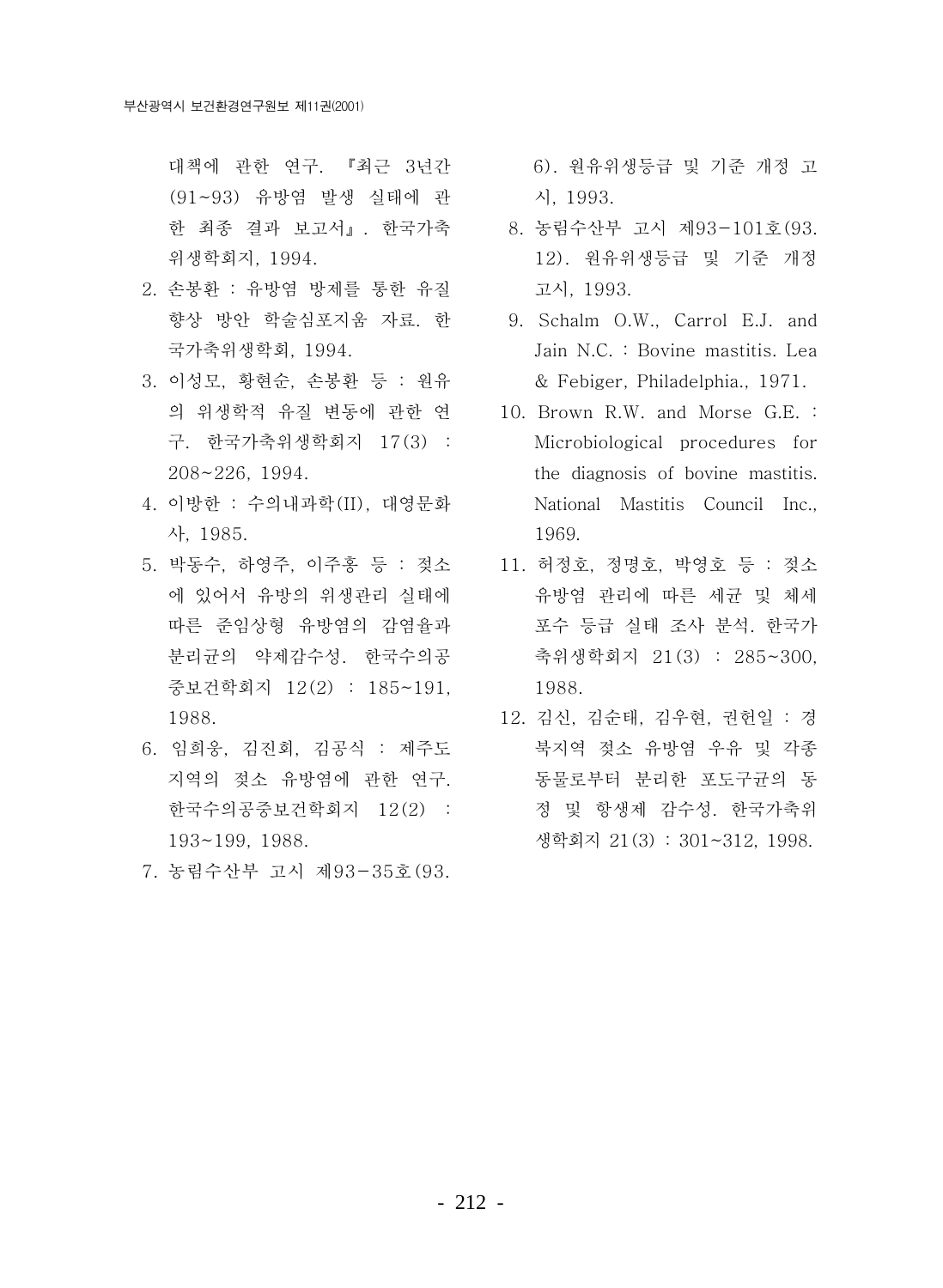대책에 관한 연구. 『최근 3년간 (91~93) 유방염 발생 실태에 관한 최종 결과 보고서』. 한국가축위생학회지, 1994.

2. 손봉환 : 유방염 방제를 통한 유질 향상 방안 학술심포지움 자료. 한국가축위생학회, 1994.
3. 이성모, 황현순, 손봉환 등 : 원유의 위생학적 유질 변동에 관한 연구. 한국가축위생학회지 17(3) : 208~226, 1994.
4. 이방한 : 수의내과학(II), 대영문화사, 1985.
5. 박동수, 하영주, 이주홍 등 : 젖소에 있어서 유방의 위생관리 실태에 따른 준임상형 유방염의 감염율과 분리균의 약제감수성. 한국수의공중보건학회지 12(2) : 185~191, 1988.
6. 임희웅, 김진회, 김공식 : 제주도 지역의 젖소 유방염에 관한 연구. 한국수의공중보건학회지 12(2) : 193~199, 1988.
7. 농림수산부 고시 제93-35호(93. 6). 원유위생등급 및 기준 개정 고시, 1993.
8. 농림수산부 고시 제93-101호(93. 12). 원유위생등급 및 기준 개정 고시, 1993.
9. Schalm O.W., Carrol E.J. and Jain N.C. : Bovine mastitis. Lea & Febiger, Philadelphia., 1971.
10. Brown R.W. and Morse G.E. : Microbiological procedures for the diagnosis of bovine mastitis. National Mastitis Council Inc., 1969.
11. 허정호, 정명호, 박영호 등 : 젖소 유방염 관리에 따른 세균 및 체세포수 등급 실태 조사 분석. 한국가축위생학회지 21(3) : 285~300, 1988.
12. 김신, 김순태, 김우현, 권헌일 : 경북지역 젖소 유방염 우유 및 각종 동물로부터 분리한 포도구균의 동정 및 항생제 감수성. 한국가축위생학회지 21(3) : 301~312, 1998.